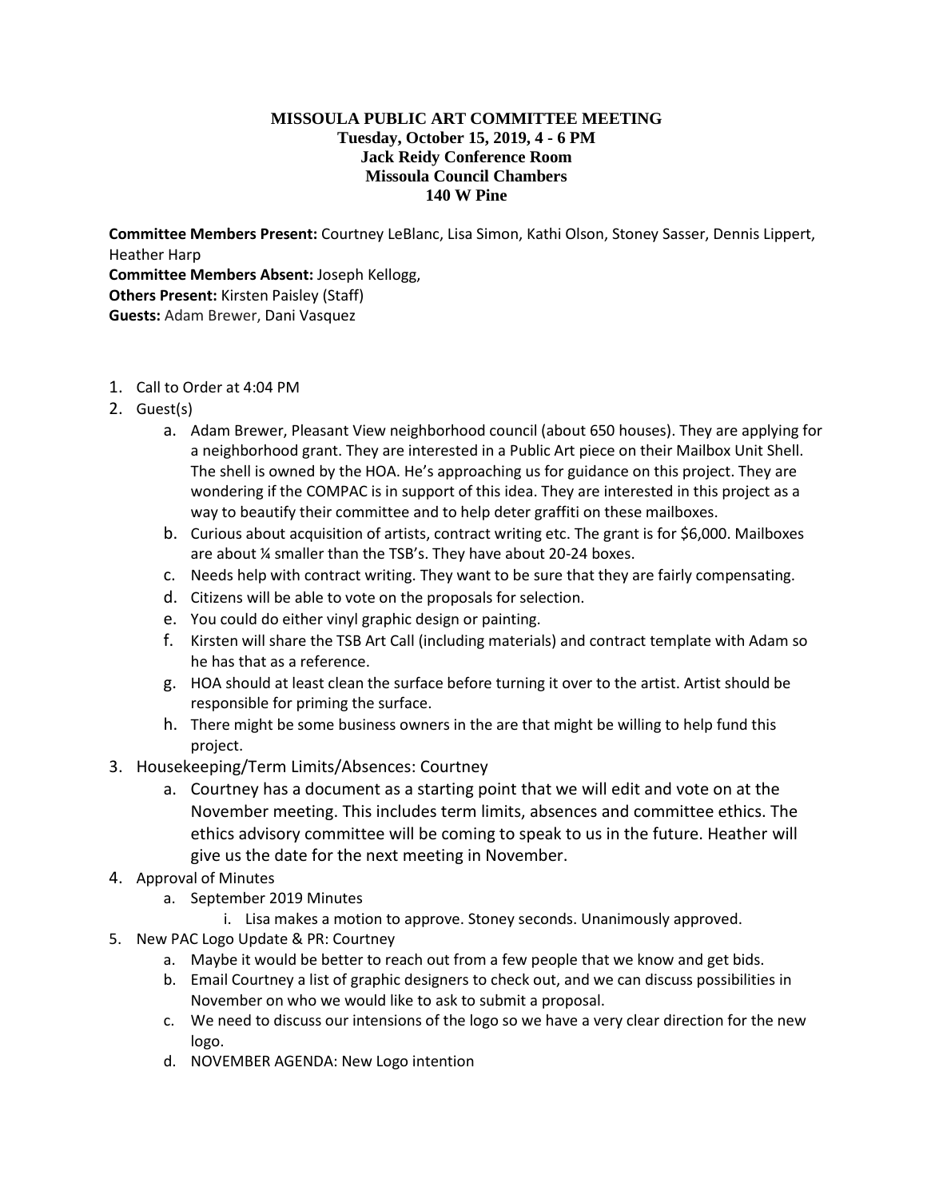**MISSOULA PUBLIC ART COMMITTEE MEETING**
**Tuesday, October 15, 2019, 4 - 6 PM**
**Jack Reidy Conference Room**
**Missoula Council Chambers**
**140 W Pine**

**Committee Members Present:** Courtney LeBlanc, Lisa Simon, Kathi Olson, Stoney Sasser, Dennis Lippert, Heather Harp
**Committee Members Absent:** Joseph Kellogg,
**Others Present:** Kirsten Paisley (Staff)
**Guests:** Adam Brewer, Dani Vasquez

1. Call to Order at 4:04 PM
2. Guest(s)
   a. Adam Brewer, Pleasant View neighborhood council (about 650 houses). They are applying for a neighborhood grant. They are interested in a Public Art piece on their Mailbox Unit Shell. The shell is owned by the HOA. He's approaching us for guidance on this project. They are wondering if the COMPAC is in support of this idea. They are interested in this project as a way to beautify their committee and to help deter graffiti on these mailboxes.
   b. Curious about acquisition of artists, contract writing etc. The grant is for $6,000. Mailboxes are about ¼ smaller than the TSB's. They have about 20-24 boxes.
   c. Needs help with contract writing. They want to be sure that they are fairly compensating.
   d. Citizens will be able to vote on the proposals for selection.
   e. You could do either vinyl graphic design or painting.
   f. Kirsten will share the TSB Art Call (including materials) and contract template with Adam so he has that as a reference.
   g. HOA should at least clean the surface before turning it over to the artist. Artist should be responsible for priming the surface.
   h. There might be some business owners in the are that might be willing to help fund this project.
3. Housekeeping/Term Limits/Absences: Courtney
   a. Courtney has a document as a starting point that we will edit and vote on at the November meeting. This includes term limits, absences and committee ethics. The ethics advisory committee will be coming to speak to us in the future. Heather will give us the date for the next meeting in November.
4. Approval of Minutes
   a. September 2019 Minutes
      i. Lisa makes a motion to approve. Stoney seconds. Unanimously approved.
5. New PAC Logo Update & PR: Courtney
   a. Maybe it would be better to reach out from a few people that we know and get bids.
   b. Email Courtney a list of graphic designers to check out, and we can discuss possibilities in November on who we would like to ask to submit a proposal.
   c. We need to discuss our intensions of the logo so we have a very clear direction for the new logo.
   d. NOVEMBER AGENDA: New Logo intention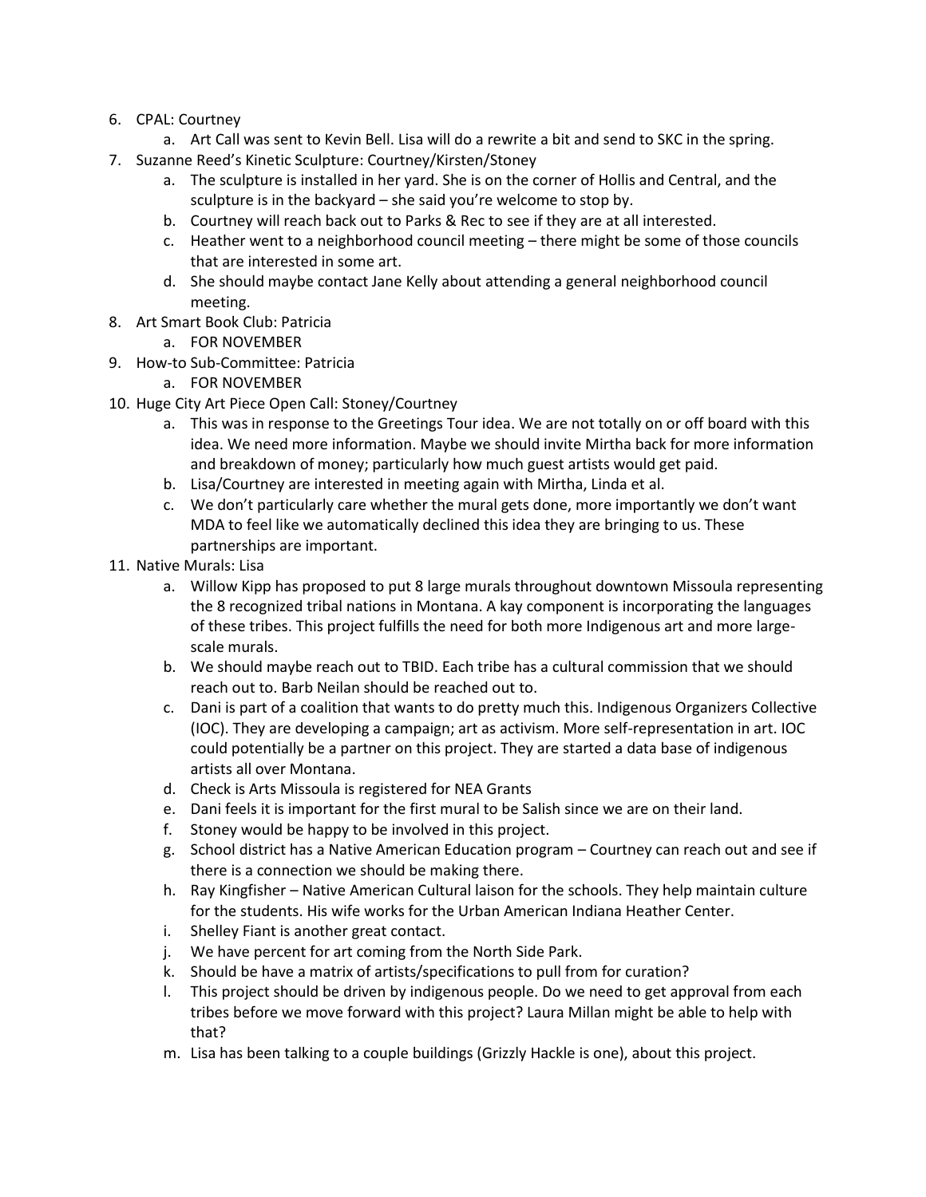6. CPAL: Courtney
    a. Art Call was sent to Kevin Bell. Lisa will do a rewrite a bit and send to SKC in the spring.
7. Suzanne Reed's Kinetic Sculpture: Courtney/Kirsten/Stoney
    a. The sculpture is installed in her yard. She is on the corner of Hollis and Central, and the sculpture is in the backyard – she said you're welcome to stop by.
    b. Courtney will reach back out to Parks & Rec to see if they are at all interested.
    c. Heather went to a neighborhood council meeting – there might be some of those councils that are interested in some art.
    d. She should maybe contact Jane Kelly about attending a general neighborhood council meeting.
8. Art Smart Book Club: Patricia
    a. FOR NOVEMBER
9. How-to Sub-Committee: Patricia
    a. FOR NOVEMBER
10. Huge City Art Piece Open Call: Stoney/Courtney
    a. This was in response to the Greetings Tour idea. We are not totally on or off board with this idea. We need more information. Maybe we should invite Mirtha back for more information and breakdown of money; particularly how much guest artists would get paid.
    b. Lisa/Courtney are interested in meeting again with Mirtha, Linda et al.
    c. We don't particularly care whether the mural gets done, more importantly we don't want MDA to feel like we automatically declined this idea they are bringing to us. These partnerships are important.
11. Native Murals: Lisa
    a. Willow Kipp has proposed to put 8 large murals throughout downtown Missoula representing the 8 recognized tribal nations in Montana. A kay component is incorporating the languages of these tribes. This project fulfills the need for both more Indigenous art and more large-scale murals.
    b. We should maybe reach out to TBID. Each tribe has a cultural commission that we should reach out to. Barb Neilan should be reached out to.
    c. Dani is part of a coalition that wants to do pretty much this. Indigenous Organizers Collective (IOC). They are developing a campaign; art as activism. More self-representation in art. IOC could potentially be a partner on this project. They are started a data base of indigenous artists all over Montana.
    d. Check is Arts Missoula is registered for NEA Grants
    e. Dani feels it is important for the first mural to be Salish since we are on their land.
    f. Stoney would be happy to be involved in this project.
    g. School district has a Native American Education program – Courtney can reach out and see if there is a connection we should be making there.
    h. Ray Kingfisher – Native American Cultural laison for the schools. They help maintain culture for the students. His wife works for the Urban American Indiana Heather Center.
    i. Shelley Fiant is another great contact.
    j. We have percent for art coming from the North Side Park.
    k. Should be have a matrix of artists/specifications to pull from for curation?
    l. This project should be driven by indigenous people. Do we need to get approval from each tribes before we move forward with this project? Laura Millan might be able to help with that?
    m. Lisa has been talking to a couple buildings (Grizzly Hackle is one), about this project.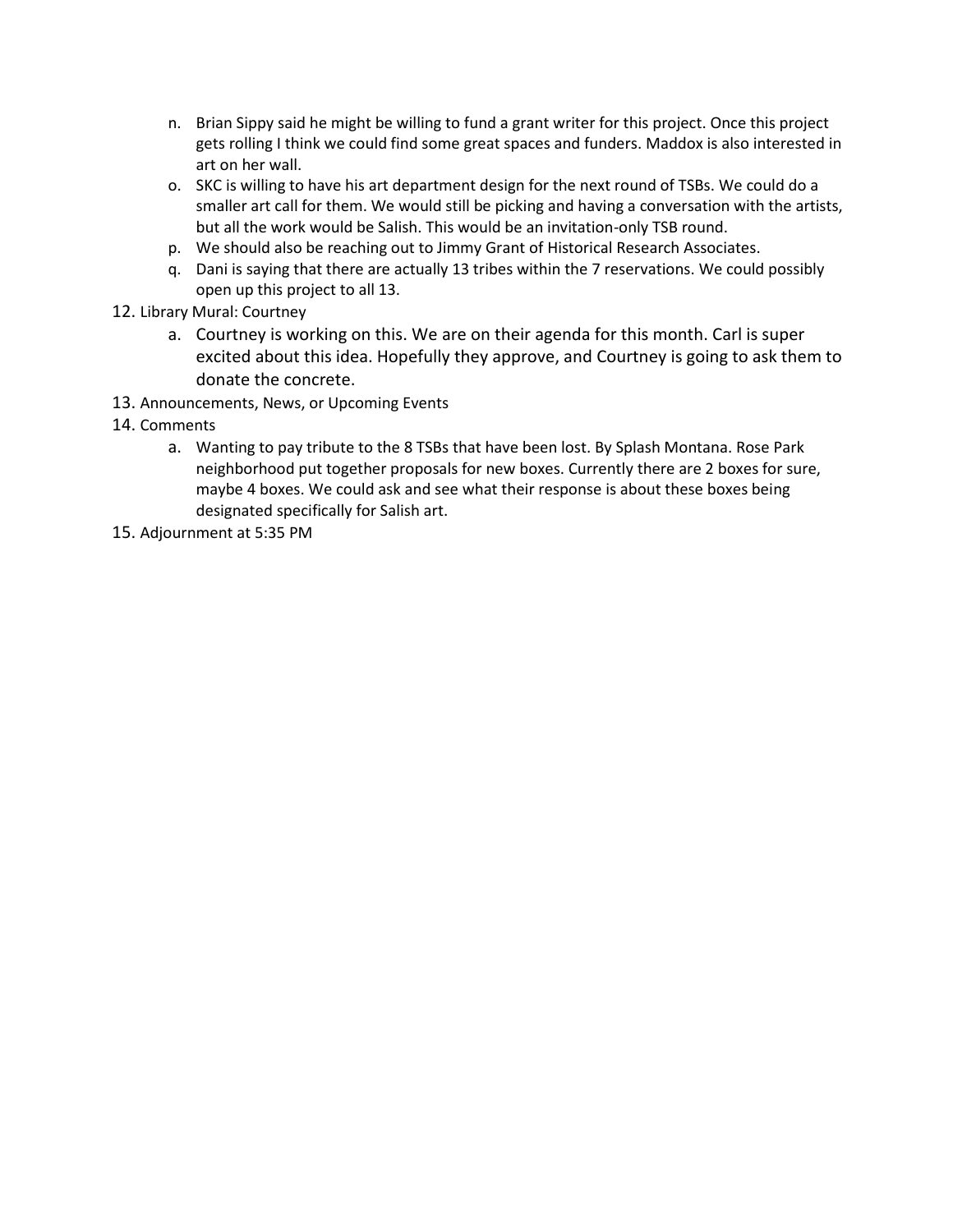n. Brian Sippy said he might be willing to fund a grant writer for this project. Once this project gets rolling I think we could find some great spaces and funders. Maddox is also interested in art on her wall.
   o. SKC is willing to have his art department design for the next round of TSBs. We could do a smaller art call for them. We would still be picking and having a conversation with the artists, but all the work would be Salish. This would be an invitation-only TSB round.
   p. We should also be reaching out to Jimmy Grant of Historical Research Associates.
   q. Dani is saying that there are actually 13 tribes within the 7 reservations. We could possibly open up this project to all 13.

12. Library Mural: Courtney
    a. Courtney is working on this. We are on their agenda for this month. Carl is super excited about this idea. Hopefully they approve, and Courtney is going to ask them to donate the concrete.
13. Announcements, News, or Upcoming Events
14. Comments
    a. Wanting to pay tribute to the 8 TSBs that have been lost. By Splash Montana. Rose Park neighborhood put together proposals for new boxes. Currently there are 2 boxes for sure, maybe 4 boxes. We could ask and see what their response is about these boxes being designated specifically for Salish art.
15. Adjournment at 5:35 PM